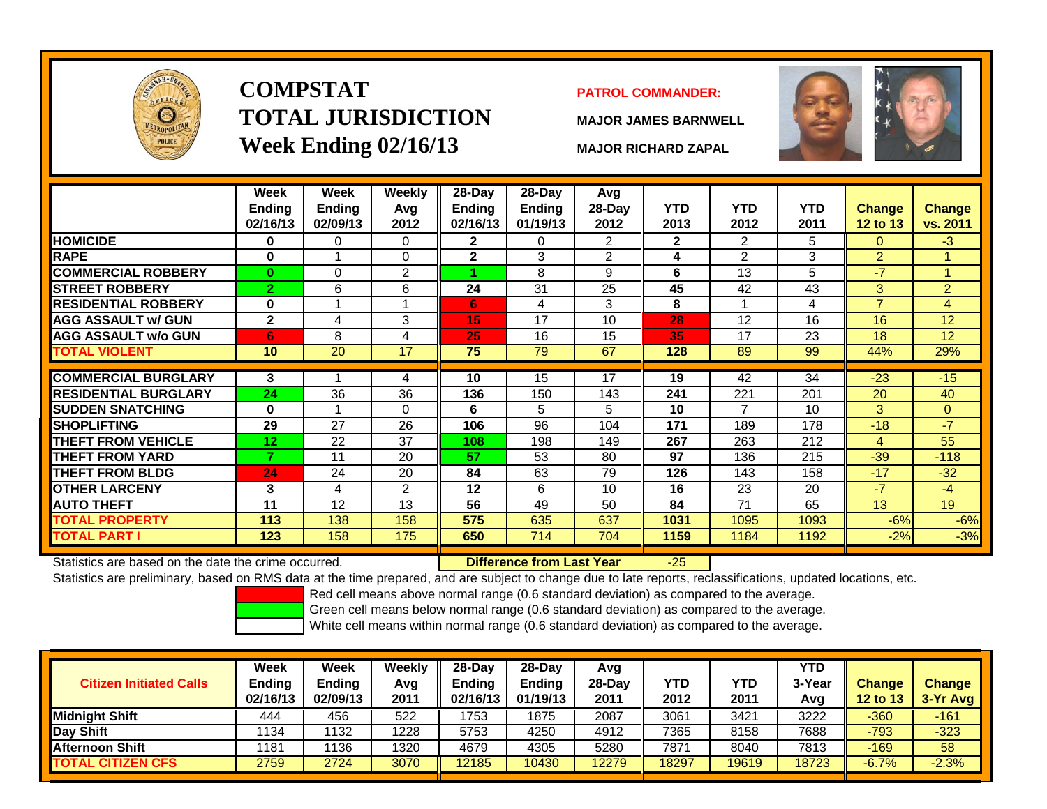# COMPSTAT
# TOTAL JURISDICTION
## Week Ending 02/16/13

**PATROL COMMANDER:**

**MAJOR JAMES BARNWELL**

**MAJOR RICHARD ZAPAL**

| | Week Ending 02/16/13 | Week Ending 02/09/13 | Weekly Avg 2012 | 28-Day Ending 02/16/13 | 28-Day Ending 01/19/13 | Avg 28-Day 2012 | YTD 2013 | YTD 2012 | YTD 2011 | Change 12 to 13 | Change vs. 2011 |
|---|---|---|---|---|---|---|---|---|---|---|---|
| HOMICIDE | 0 | 0 | 0 | 2 | 0 | 2 | 2 | 2 | 5 | 0 | -3 |
| RAPE | 0 | 1 | 0 | 2 | 3 | 2 | 4 | 2 | 3 | 2 | 1 |
| COMMERCIAL ROBBERY | 0 | 0 | 2 | 1 | 8 | 9 | 6 | 13 | 5 | -7 | 1 |
| STREET ROBBERY | 2 | 6 | 6 | 24 | 31 | 25 | 45 | 42 | 43 | 3 | 2 |
| RESIDENTIAL ROBBERY | 0 | 1 | 1 | 6 | 4 | 3 | 8 | 1 | 4 | 7 | 4 |
| AGG ASSAULT w/ GUN | 2 | 4 | 3 | 15 | 17 | 10 | 28 | 12 | 16 | 16 | 12 |
| AGG ASSAULT w/o GUN | 6 | 8 | 4 | 25 | 16 | 15 | 35 | 17 | 23 | 18 | 12 |
| TOTAL VIOLENT | 10 | 20 | 17 | 75 | 79 | 67 | 128 | 89 | 99 | 44% | 29% |
| COMMERCIAL BURGLARY | 3 | 1 | 4 | 10 | 15 | 17 | 19 | 42 | 34 | -23 | -15 |
| RESIDENTIAL BURGLARY | 24 | 36 | 36 | 136 | 150 | 143 | 241 | 221 | 201 | 20 | 40 |
| SUDDEN SNATCHING | 0 | 1 | 0 | 6 | 5 | 5 | 10 | 7 | 10 | 3 | 0 |
| SHOPLIFTING | 29 | 27 | 26 | 106 | 96 | 104 | 171 | 189 | 178 | -18 | -7 |
| THEFT FROM VEHICLE | 12 | 22 | 37 | 108 | 198 | 149 | 267 | 263 | 212 | 4 | 55 |
| THEFT FROM YARD | 7 | 11 | 20 | 57 | 53 | 80 | 97 | 136 | 215 | -39 | -118 |
| THEFT FROM BLDG | 24 | 24 | 20 | 84 | 63 | 79 | 126 | 143 | 158 | -17 | -32 |
| OTHER LARCENY | 3 | 4 | 2 | 12 | 6 | 10 | 16 | 23 | 20 | -7 | -4 |
| AUTO THEFT | 11 | 12 | 13 | 56 | 49 | 50 | 84 | 71 | 65 | 13 | 19 |
| TOTAL PROPERTY | 113 | 138 | 158 | 575 | 635 | 637 | 1031 | 1095 | 1093 | -6% | -6% |
| TOTAL PART I | 123 | 158 | 175 | 650 | 714 | 704 | 1159 | 1184 | 1192 | -2% | -3% |

Statistics are based on the date the crime occurred. **Difference from Last Year** -25

Statistics are preliminary, based on RMS data at the time prepared, and are subject to change due to late reports, reclassifications, updated locations, etc.

Red cell means above normal range (0.6 standard deviation) as compared to the average.
Green cell means below normal range (0.6 standard deviation) as compared to the average.
White cell means within normal range (0.6 standard deviation) as compared to the average.

| Citizen Initiated Calls | Week Ending 02/16/13 | Week Ending 02/09/13 | Weekly Avg 2011 | 28-Day Ending 02/16/13 | 28-Day Ending 01/19/13 | Avg 28-Day 2011 | YTD 2012 | YTD 2011 | YTD 3-Year Avg | Change 12 to 13 | Change 3-Yr Avg |
|---|---|---|---|---|---|---|---|---|---|---|---|
| Midnight Shift | 444 | 456 | 522 | 1753 | 1875 | 2087 | 3061 | 3421 | 3222 | -360 | -161 |
| Day Shift | 1134 | 1132 | 1228 | 5753 | 4250 | 4912 | 7365 | 8158 | 7688 | -793 | -323 |
| Afternoon Shift | 1181 | 1136 | 1320 | 4679 | 4305 | 5280 | 7871 | 8040 | 7813 | -169 | 58 |
| TOTAL CITIZEN CFS | 2759 | 2724 | 3070 | 12185 | 10430 | 12279 | 18297 | 19619 | 18723 | -6.7% | -2.3% |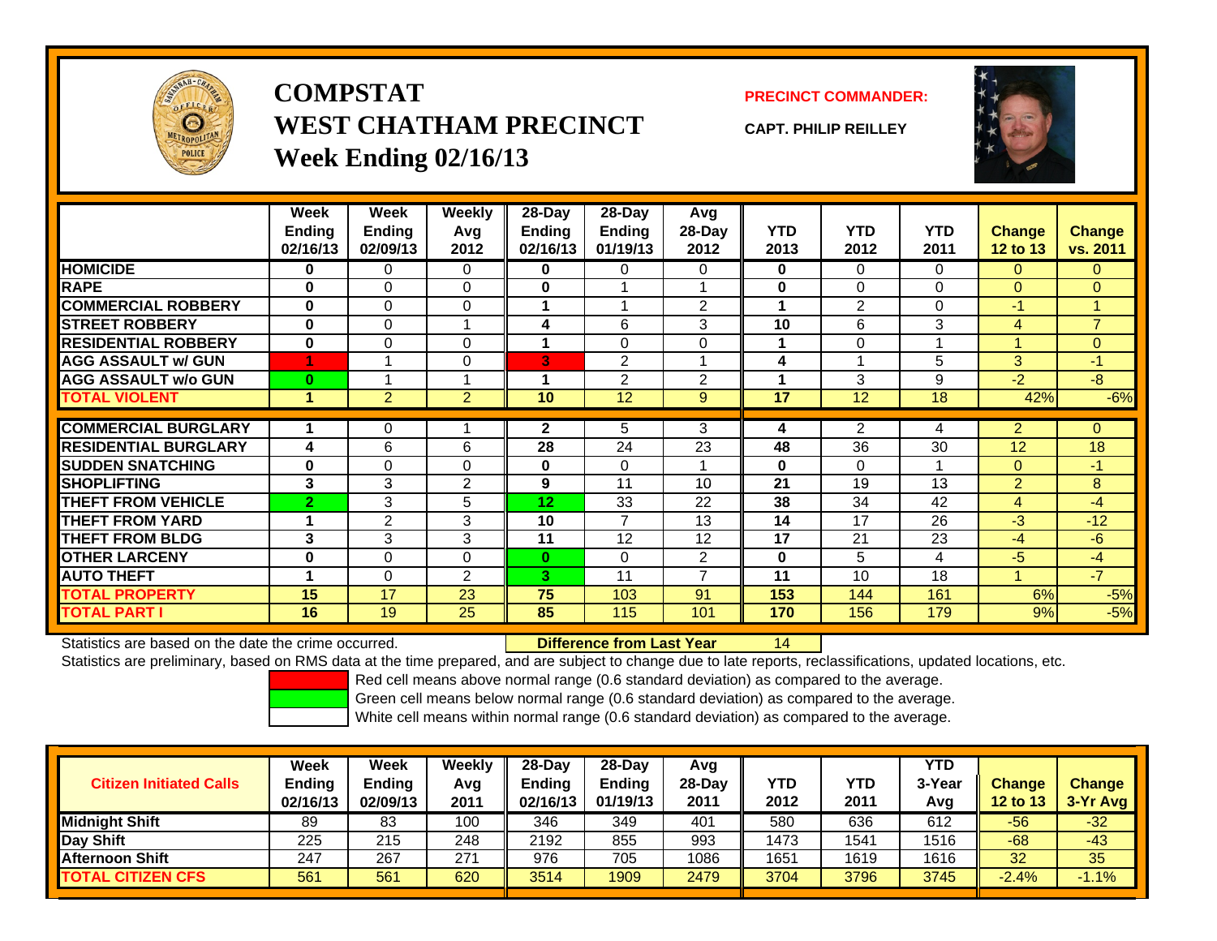# COMPSTAT
# WEST CHATHAM PRECINCT
## Week Ending 02/16/13

**PRECINCT COMMANDER:**

**CAPT. PHILIP REILLEY**

| | Week Ending 02/16/13 | Week Ending 02/09/13 | Weekly Avg 2012 | 28-Day Ending 02/16/13 | 28-Day Ending 01/19/13 | Avg 28-Day 2012 | YTD 2013 | YTD 2012 | YTD 2011 | Change 12 to 13 | Change vs. 2011 |
|---|---|---|---|---|---|---|---|---|---|---|---|
| HOMICIDE | 0 | 0 | 0 | 0 | 0 | 0 | 0 | 0 | 0 | 0 | 0 |
| RAPE | 0 | 0 | 0 | 0 | 1 | 1 | 0 | 0 | 0 | 0 | 0 |
| COMMERCIAL ROBBERY | 0 | 0 | 0 | 1 | 1 | 2 | 1 | 2 | 0 | -1 | 1 |
| STREET ROBBERY | 0 | 0 | 1 | 4 | 6 | 3 | 10 | 6 | 3 | 4 | 7 |
| RESIDENTIAL ROBBERY | 0 | 0 | 0 | 1 | 0 | 0 | 1 | 0 | 1 | 1 | 0 |
| AGG ASSAULT w/ GUN | 1 | 1 | 0 | 3 | 2 | 1 | 4 | 1 | 5 | 3 | -1 |
| AGG ASSAULT w/o GUN | 0 | 1 | 1 | 1 | 2 | 2 | 1 | 3 | 9 | -2 | -8 |
| TOTAL VIOLENT | 1 | 2 | 2 | 10 | 12 | 9 | 17 | 12 | 18 | 42% | -6% |
| COMMERCIAL BURGLARY | 1 | 0 | 1 | 2 | 5 | 3 | 4 | 2 | 4 | 2 | 0 |
| RESIDENTIAL BURGLARY | 4 | 6 | 6 | 28 | 24 | 23 | 48 | 36 | 30 | 12 | 18 |
| SUDDEN SNATCHING | 0 | 0 | 0 | 0 | 0 | 1 | 0 | 0 | 1 | 0 | -1 |
| SHOPLIFTING | 3 | 3 | 2 | 9 | 11 | 10 | 21 | 19 | 13 | 2 | 8 |
| THEFT FROM VEHICLE | 2 | 3 | 5 | 12 | 33 | 22 | 38 | 34 | 42 | 4 | -4 |
| THEFT FROM YARD | 1 | 2 | 3 | 10 | 7 | 13 | 14 | 17 | 26 | -3 | -12 |
| THEFT FROM BLDG | 3 | 3 | 3 | 11 | 12 | 12 | 17 | 21 | 23 | -4 | -6 |
| OTHER LARCENY | 0 | 0 | 0 | 0 | 0 | 2 | 0 | 5 | 4 | -5 | -4 |
| AUTO THEFT | 1 | 0 | 2 | 3 | 11 | 7 | 11 | 10 | 18 | 1 | -7 |
| TOTAL PROPERTY | 15 | 17 | 23 | 75 | 103 | 91 | 153 | 144 | 161 | 6% | -5% |
| TOTAL PART I | 16 | 19 | 25 | 85 | 115 | 101 | 170 | 156 | 179 | 9% | -5% |

Statistics are based on the date the crime occurred. **Difference from Last Year** 14

Statistics are preliminary, based on RMS data at the time prepared, and are subject to change due to late reports, reclassifications, updated locations, etc.

Red cell means above normal range (0.6 standard deviation) as compared to the average.
Green cell means below normal range (0.6 standard deviation) as compared to the average.
White cell means within normal range (0.6 standard deviation) as compared to the average.

| Citizen Initiated Calls | Week Ending 02/16/13 | Week Ending 02/09/13 | Weekly Avg 2011 | 28-Day Ending 02/16/13 | 28-Day Ending 01/19/13 | Avg 28-Day 2011 | YTD 2012 | YTD 2011 | YTD 3-Year Avg | Change 12 to 13 | Change 3-Yr Avg |
|---|---|---|---|---|---|---|---|---|---|---|---|
| Midnight Shift | 89 | 83 | 100 | 346 | 349 | 401 | 580 | 636 | 612 | -56 | -32 |
| Day Shift | 225 | 215 | 248 | 2192 | 855 | 993 | 1473 | 1541 | 1516 | -68 | -43 |
| Afternoon Shift | 247 | 267 | 271 | 976 | 705 | 1086 | 1651 | 1619 | 1616 | 32 | 35 |
| TOTAL CITIZEN CFS | 561 | 561 | 620 | 3514 | 1909 | 2479 | 3704 | 3796 | 3745 | -2.4% | -1.1% |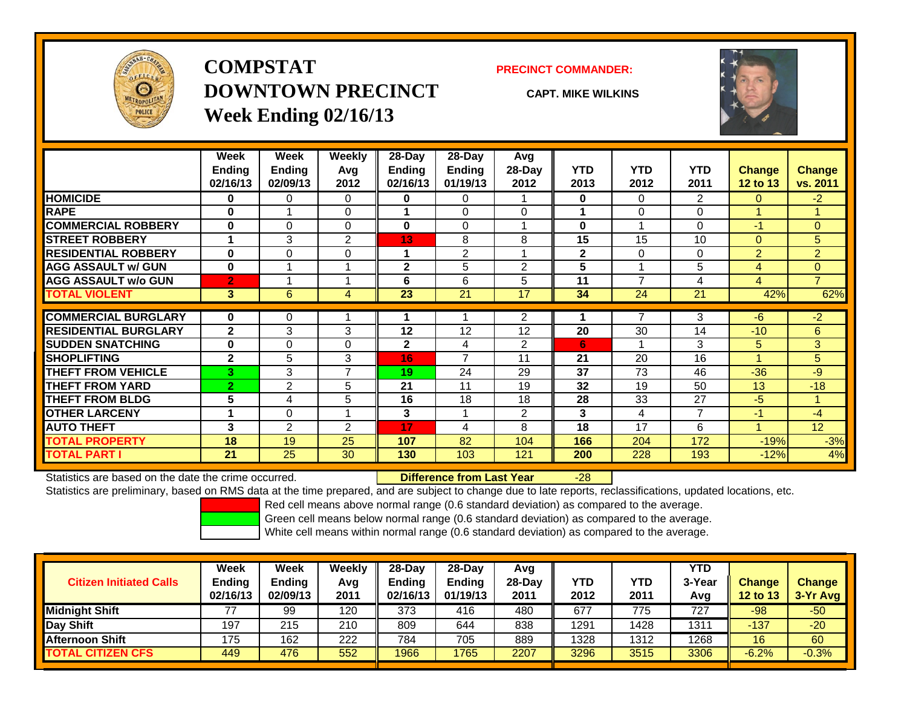# COMPSTAT
# DOWNTOWN PRECINCT
## Week Ending 02/16/13

**PRECINCT COMMANDER:**

**CAPT. MIKE WILKINS**

| | Week Ending 02/16/13 | Week Ending 02/09/13 | Weekly Avg 2012 | 28-Day Ending 02/16/13 | 28-Day Ending 01/19/13 | Avg 28-Day 2012 | YTD 2013 | YTD 2012 | YTD 2011 | Change 12 to 13 | Change vs. 2011 |
|---|---|---|---|---|---|---|---|---|---|---|---|
| HOMICIDE | 0 | 0 | 0 | 0 | 0 | 1 | 0 | 0 | 2 | 0 | -2 |
| RAPE | 0 | 1 | 0 | 1 | 0 | 0 | 1 | 0 | 0 | 1 | 1 |
| COMMERCIAL ROBBERY | 0 | 0 | 0 | 0 | 0 | 1 | 0 | 1 | 0 | -1 | 0 |
| STREET ROBBERY | 1 | 3 | 2 | 13 | 8 | 8 | 15 | 15 | 10 | 0 | 5 |
| RESIDENTIAL ROBBERY | 0 | 0 | 0 | 1 | 2 | 1 | 2 | 0 | 0 | 2 | 2 |
| AGG ASSAULT w/ GUN | 0 | 1 | 1 | 2 | 5 | 2 | 5 | 1 | 5 | 4 | 0 |
| AGG ASSAULT w/o GUN | 2 | 1 | 1 | 6 | 6 | 5 | 11 | 7 | 4 | 4 | 7 |
| TOTAL VIOLENT | 3 | 6 | 4 | 23 | 21 | 17 | 34 | 24 | 21 | 42% | 62% |
| COMMERCIAL BURGLARY | 0 | 0 | 1 | 1 | 1 | 2 | 1 | 7 | 3 | -6 | -2 |
| RESIDENTIAL BURGLARY | 2 | 3 | 3 | 12 | 12 | 12 | 20 | 30 | 14 | -10 | 6 |
| SUDDEN SNATCHING | 0 | 0 | 0 | 2 | 4 | 2 | 6 | 1 | 3 | 5 | 3 |
| SHOPLIFTING | 2 | 5 | 3 | 16 | 7 | 11 | 21 | 20 | 16 | 1 | 5 |
| THEFT FROM VEHICLE | 3 | 3 | 7 | 19 | 24 | 29 | 37 | 73 | 46 | -36 | -9 |
| THEFT FROM YARD | 2 | 2 | 5 | 21 | 11 | 19 | 32 | 19 | 50 | 13 | -18 |
| THEFT FROM BLDG | 5 | 4 | 5 | 16 | 18 | 18 | 28 | 33 | 27 | -5 | 1 |
| OTHER LARCENY | 1 | 0 | 1 | 3 | 1 | 2 | 3 | 4 | 7 | -1 | -4 |
| AUTO THEFT | 3 | 2 | 2 | 17 | 4 | 8 | 18 | 17 | 6 | 1 | 12 |
| TOTAL PROPERTY | 18 | 19 | 25 | 107 | 82 | 104 | 166 | 204 | 172 | -19% | -3% |
| TOTAL PART I | 21 | 25 | 30 | 130 | 103 | 121 | 200 | 228 | 193 | -12% | 4% |

Statistics are based on the date the crime occurred. **Difference from Last Year** -28

Statistics are preliminary, based on RMS data at the time prepared, and are subject to change due to late reports, reclassifications, updated locations, etc.

Red cell means above normal range (0.6 standard deviation) as compared to the average.
Green cell means below normal range (0.6 standard deviation) as compared to the average.
White cell means within normal range (0.6 standard deviation) as compared to the average.

| Citizen Initiated Calls | Week Ending 02/16/13 | Week Ending 02/09/13 | Weekly Avg 2011 | 28-Day Ending 02/16/13 | 28-Day Ending 01/19/13 | Avg 28-Day 2011 | YTD 2012 | YTD 2011 | YTD 3-Year Avg | Change 12 to 13 | Change 3-Yr Avg |
|---|---|---|---|---|---|---|---|---|---|---|---|
| Midnight Shift | 77 | 99 | 120 | 373 | 416 | 480 | 677 | 775 | 727 | -98 | -50 |
| Day Shift | 197 | 215 | 210 | 809 | 644 | 838 | 1291 | 1428 | 1311 | -137 | -20 |
| Afternoon Shift | 175 | 162 | 222 | 784 | 705 | 889 | 1328 | 1312 | 1268 | 16 | 60 |
| TOTAL CITIZEN CFS | 449 | 476 | 552 | 1966 | 1765 | 2207 | 3296 | 3515 | 3306 | -6.2% | -0.3% |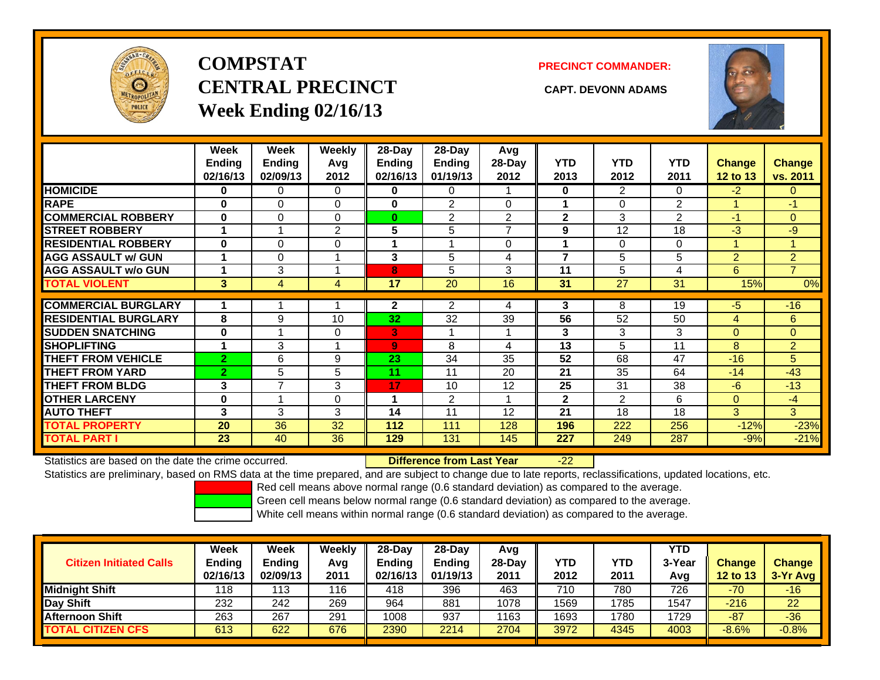# COMPSTAT CENTRAL PRECINCT Week Ending 02/16/13

**PRECINCT COMMANDER:**

**CAPT. DEVONN ADAMS**

| | Week Ending 02/16/13 | Week Ending 02/09/13 | Weekly Avg 2012 | 28-Day Ending 02/16/13 | 28-Day Ending 01/19/13 | Avg 28-Day 2012 | YTD 2013 | YTD 2012 | YTD 2011 | Change 12 to 13 | Change vs. 2011 |
|---|---|---|---|---|---|---|---|---|---|---|---|
| HOMICIDE | 0 | 0 | 0 | 0 | 0 | 1 | 0 | 2 | 0 | -2 | 0 |
| RAPE | 0 | 0 | 0 | 0 | 2 | 0 | 1 | 0 | 2 | 1 | -1 |
| COMMERCIAL ROBBERY | 0 | 0 | 0 | 0 | 2 | 2 | 2 | 3 | 2 | -1 | 0 |
| STREET ROBBERY | 1 | 1 | 2 | 5 | 5 | 7 | 9 | 12 | 18 | -3 | -9 |
| RESIDENTIAL ROBBERY | 0 | 0 | 0 | 1 | 1 | 0 | 1 | 0 | 0 | 1 | 1 |
| AGG ASSAULT w/ GUN | 1 | 0 | 1 | 3 | 5 | 4 | 7 | 5 | 5 | 2 | 2 |
| AGG ASSAULT w/o GUN | 1 | 3 | 1 | 8 | 5 | 3 | 11 | 5 | 4 | 6 | 7 |
| TOTAL VIOLENT | 3 | 4 | 4 | 17 | 20 | 16 | 31 | 27 | 31 | 15% | 0% |
| COMMERCIAL BURGLARY | 1 | 1 | 1 | 2 | 2 | 4 | 3 | 8 | 19 | -5 | -16 |
| RESIDENTIAL BURGLARY | 8 | 9 | 10 | 32 | 32 | 39 | 56 | 52 | 50 | 4 | 6 |
| SUDDEN SNATCHING | 0 | 1 | 0 | 3 | 1 | 1 | 3 | 3 | 3 | 0 | 0 |
| SHOPLIFTING | 1 | 3 | 1 | 9 | 8 | 4 | 13 | 5 | 11 | 8 | 2 |
| THEFT FROM VEHICLE | 2 | 6 | 9 | 23 | 34 | 35 | 52 | 68 | 47 | -16 | 5 |
| THEFT FROM YARD | 2 | 5 | 5 | 11 | 11 | 20 | 21 | 35 | 64 | -14 | -43 |
| THEFT FROM BLDG | 3 | 7 | 3 | 17 | 10 | 12 | 25 | 31 | 38 | -6 | -13 |
| OTHER LARCENY | 0 | 1 | 0 | 1 | 2 | 1 | 2 | 2 | 6 | 0 | -4 |
| AUTO THEFT | 3 | 3 | 3 | 14 | 11 | 12 | 21 | 18 | 18 | 3 | 3 |
| TOTAL PROPERTY | 20 | 36 | 32 | 112 | 111 | 128 | 196 | 222 | 256 | -12% | -23% |
| TOTAL PART I | 23 | 40 | 36 | 129 | 131 | 145 | 227 | 249 | 287 | -9% | -21% |

Statistics are based on the date the crime occurred. **Difference from Last Year** -22

Statistics are preliminary, based on RMS data at the time prepared, and are subject to change due to late reports, reclassifications, updated locations, etc.

Red cell means above normal range (0.6 standard deviation) as compared to the average.

Green cell means below normal range (0.6 standard deviation) as compared to the average.

White cell means within normal range (0.6 standard deviation) as compared to the average.

| Citizen Initiated Calls | Week Ending 02/16/13 | Week Ending 02/09/13 | Weekly Avg 2011 | 28-Day Ending 02/16/13 | 28-Day Ending 01/19/13 | Avg 28-Day 2011 | YTD 2012 | YTD 2011 | YTD 3-Year Avg | Change 12 to 13 | Change 3-Yr Avg |
|---|---|---|---|---|---|---|---|---|---|---|---|
| Midnight Shift | 118 | 113 | 116 | 418 | 396 | 463 | 710 | 780 | 726 | -70 | -16 |
| Day Shift | 232 | 242 | 269 | 964 | 881 | 1078 | 1569 | 1785 | 1547 | -216 | 22 |
| Afternoon Shift | 263 | 267 | 291 | 1008 | 937 | 1163 | 1693 | 1780 | 1729 | -87 | -36 |
| TOTAL CITIZEN CFS | 613 | 622 | 676 | 2390 | 2214 | 2704 | 3972 | 4345 | 4003 | -8.6% | -0.8% |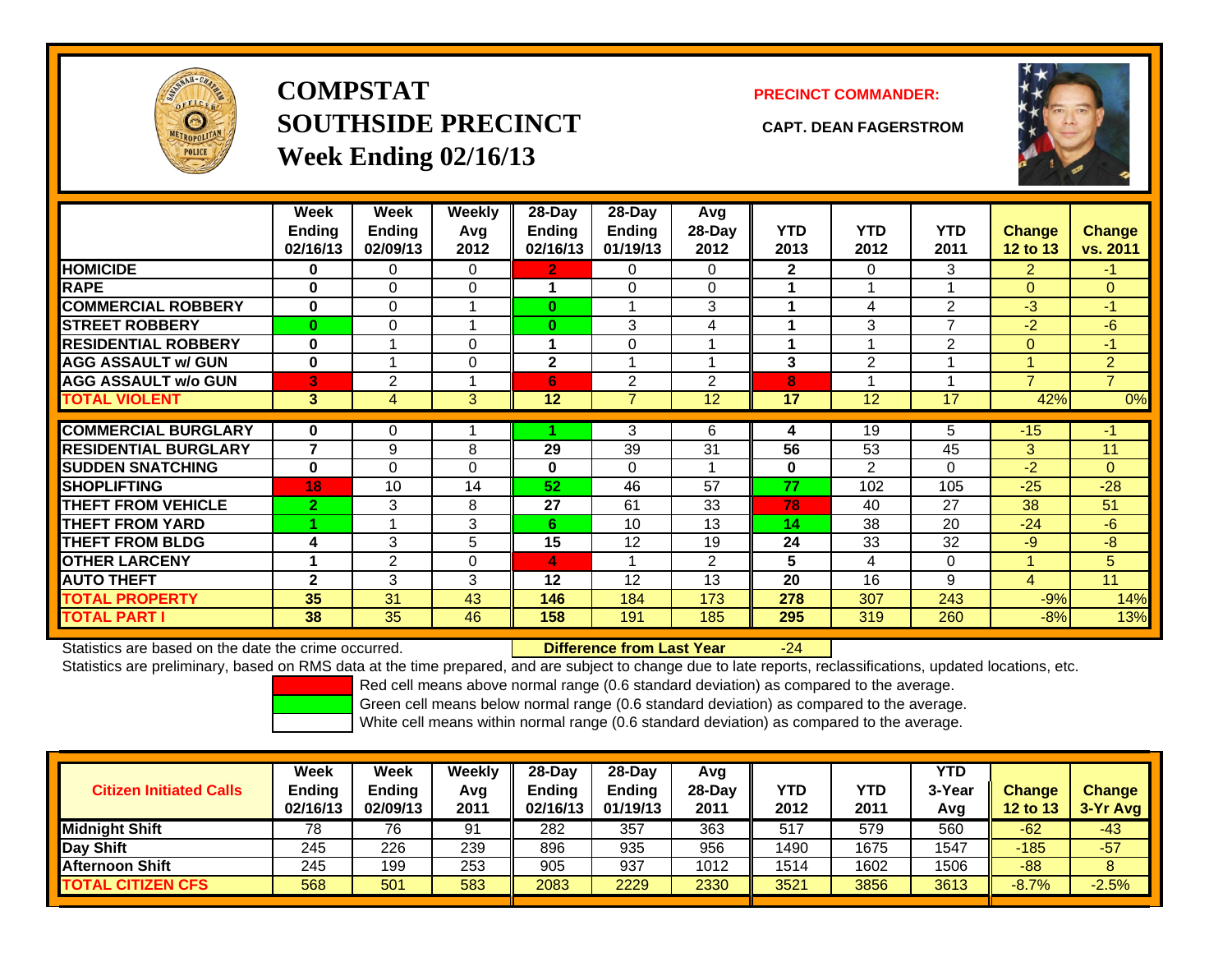# COMPSTAT
# SOUTHSIDE PRECINCT
## Week Ending 02/16/13

**PRECINCT COMMANDER:**

**CAPT. DEAN FAGERSTROM**

| | Week Ending 02/16/13 | Week Ending 02/09/13 | Weekly Avg 2012 | 28-Day Ending 02/16/13 | 28-Day Ending 01/19/13 | Avg 28-Day 2012 | YTD 2013 | YTD 2012 | YTD 2011 | Change 12 to 13 | Change vs. 2011 |
|---|---|---|---|---|---|---|---|---|---|---|---|
| **HOMICIDE** | 0 | 0 | 0 | 2 | 0 | 0 | 2 | 0 | 3 | 2 | -1 |
| **RAPE** | 0 | 0 | 0 | 1 | 0 | 0 | 1 | 1 | 1 | 0 | 0 |
| **COMMERCIAL ROBBERY** | 0 | 0 | 1 | 0 | 1 | 3 | 1 | 4 | 2 | -3 | -1 |
| **STREET ROBBERY** | 0 | 0 | 1 | 0 | 3 | 4 | 1 | 3 | 7 | -2 | -6 |
| **RESIDENTIAL ROBBERY** | 0 | 1 | 0 | 1 | 0 | 1 | 1 | 1 | 2 | 0 | -1 |
| **AGG ASSAULT w/ GUN** | 0 | 1 | 0 | 2 | 1 | 1 | 3 | 2 | 1 | 1 | 2 |
| **AGG ASSAULT w/o GUN** | 3 | 2 | 1 | 6 | 2 | 2 | 8 | 1 | 1 | 7 | 7 |
| **TOTAL VIOLENT** | 3 | 4 | 3 | 12 | 7 | 12 | 17 | 12 | 17 | 42% | 0% |
| **COMMERCIAL BURGLARY** | 0 | 0 | 1 | 1 | 3 | 6 | 4 | 19 | 5 | -15 | -1 |
| **RESIDENTIAL BURGLARY** | 7 | 9 | 8 | 29 | 39 | 31 | 56 | 53 | 45 | 3 | 11 |
| **SUDDEN SNATCHING** | 0 | 0 | 0 | 0 | 0 | 1 | 0 | 2 | 0 | -2 | 0 |
| **SHOPLIFTING** | 18 | 10 | 14 | 52 | 46 | 57 | 77 | 102 | 105 | -25 | -28 |
| **THEFT FROM VEHICLE** | 2 | 3 | 8 | 27 | 61 | 33 | 78 | 40 | 27 | 38 | 51 |
| **THEFT FROM YARD** | 1 | 1 | 3 | 6 | 10 | 13 | 14 | 38 | 20 | -24 | -6 |
| **THEFT FROM BLDG** | 4 | 3 | 5 | 15 | 12 | 19 | 24 | 33 | 32 | -9 | -8 |
| **OTHER LARCENY** | 1 | 2 | 0 | 4 | 1 | 2 | 5 | 4 | 0 | 1 | 5 |
| **AUTO THEFT** | 2 | 3 | 3 | 12 | 12 | 13 | 20 | 16 | 9 | 4 | 11 |
| **TOTAL PROPERTY** | 35 | 31 | 43 | 146 | 184 | 173 | 278 | 307 | 243 | -9% | 14% |
| **TOTAL PART I** | 38 | 35 | 46 | 158 | 191 | 185 | 295 | 319 | 260 | -8% | 13% |

Statistics are based on the date the crime occurred. **Difference from Last Year** -24

Statistics are preliminary, based on RMS data at the time prepared, and are subject to change due to late reports, reclassifications, updated locations, etc.

Red cell means above normal range (0.6 standard deviation) as compared to the average.
Green cell means below normal range (0.6 standard deviation) as compared to the average.
White cell means within normal range (0.6 standard deviation) as compared to the average.

| Citizen Initiated Calls | Week Ending 02/16/13 | Week Ending 02/09/13 | Weekly Avg 2011 | 28-Day Ending 02/16/13 | 28-Day Ending 01/19/13 | Avg 28-Day 2011 | YTD 2012 | YTD 2011 | YTD 3-Year Avg | Change 12 to 13 | Change 3-Yr Avg |
|---|---|---|---|---|---|---|---|---|---|---|---|
| **Midnight Shift** | 78 | 76 | 91 | 282 | 357 | 363 | 517 | 579 | 560 | -62 | -43 |
| **Day Shift** | 245 | 226 | 239 | 896 | 935 | 956 | 1490 | 1675 | 1547 | -185 | -57 |
| **Afternoon Shift** | 245 | 199 | 253 | 905 | 937 | 1012 | 1514 | 1602 | 1506 | -88 | 8 |
| **TOTAL CITIZEN CFS** | 568 | 501 | 583 | 2083 | 2229 | 2330 | 3521 | 3856 | 3613 | -8.7% | -2.5% |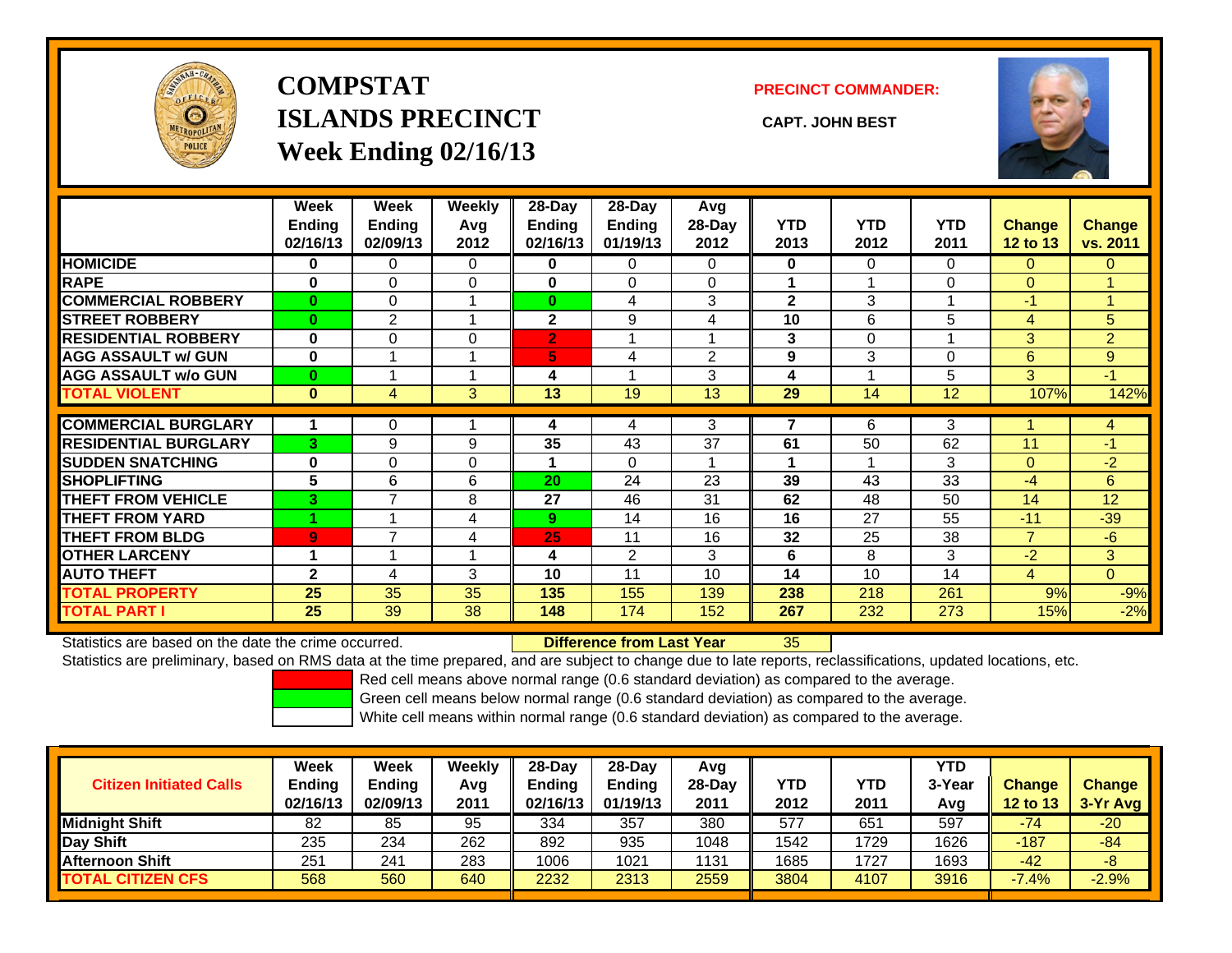# COMPSTAT
# ISLANDS PRECINCT
# Week Ending 02/16/13

**PRECINCT COMMANDER:**

**CAPT. JOHN BEST**

| | Week Ending 02/16/13 | Week Ending 02/09/13 | Weekly Avg 2012 | 28-Day Ending 02/16/13 | 28-Day Ending 01/19/13 | Avg 28-Day 2012 | YTD 2013 | YTD 2012 | YTD 2011 | Change 12 to 13 | Change vs. 2011 |
|---|---|---|---|---|---|---|---|---|---|---|---|
| HOMICIDE | 0 | 0 | 0 | 0 | 0 | 0 | 0 | 0 | 0 | 0 | 0 |
| RAPE | 0 | 0 | 0 | 0 | 0 | 0 | 1 | 1 | 0 | 0 | 1 |
| COMMERCIAL ROBBERY | 0 | 0 | 1 | 0 | 4 | 3 | 2 | 3 | 1 | -1 | 1 |
| STREET ROBBERY | 0 | 2 | 1 | 2 | 9 | 4 | 10 | 6 | 5 | 4 | 5 |
| RESIDENTIAL ROBBERY | 0 | 0 | 0 | 2 | 1 | 1 | 3 | 0 | 1 | 3 | 2 |
| AGG ASSAULT w/ GUN | 0 | 1 | 1 | 5 | 4 | 2 | 9 | 3 | 0 | 6 | 9 |
| AGG ASSAULT w/o GUN | 0 | 1 | 1 | 4 | 1 | 3 | 4 | 1 | 5 | 3 | -1 |
| TOTAL VIOLENT | 0 | 4 | 3 | 13 | 19 | 13 | 29 | 14 | 12 | 107% | 142% |
| COMMERCIAL BURGLARY | 1 | 0 | 1 | 4 | 4 | 3 | 7 | 6 | 3 | 1 | 4 |
| RESIDENTIAL BURGLARY | 3 | 9 | 9 | 35 | 43 | 37 | 61 | 50 | 62 | 11 | -1 |
| SUDDEN SNATCHING | 0 | 0 | 0 | 1 | 0 | 1 | 1 | 1 | 3 | 0 | -2 |
| SHOPLIFTING | 5 | 6 | 6 | 20 | 24 | 23 | 39 | 43 | 33 | -4 | 6 |
| THEFT FROM VEHICLE | 3 | 7 | 8 | 27 | 46 | 31 | 62 | 48 | 50 | 14 | 12 |
| THEFT FROM YARD | 1 | 1 | 4 | 9 | 14 | 16 | 16 | 27 | 55 | -11 | -39 |
| THEFT FROM BLDG | 9 | 7 | 4 | 25 | 11 | 16 | 32 | 25 | 38 | 7 | -6 |
| OTHER LARCENY | 1 | 1 | 1 | 4 | 2 | 3 | 6 | 8 | 3 | -2 | 3 |
| AUTO THEFT | 2 | 4 | 3 | 10 | 11 | 10 | 14 | 10 | 14 | 4 | 0 |
| TOTAL PROPERTY | 25 | 35 | 35 | 135 | 155 | 139 | 238 | 218 | 261 | 9% | -9% |
| TOTAL PART I | 25 | 39 | 38 | 148 | 174 | 152 | 267 | 232 | 273 | 15% | -2% |

Statistics are based on the date the crime occurred. **Difference from Last Year** 35

Statistics are preliminary, based on RMS data at the time prepared, and are subject to change due to late reports, reclassifications, updated locations, etc.

Red cell means above normal range (0.6 standard deviation) as compared to the average.

Green cell means below normal range (0.6 standard deviation) as compared to the average.

White cell means within normal range (0.6 standard deviation) as compared to the average.

| Citizen Initiated Calls | Week Ending 02/16/13 | Week Ending 02/09/13 | Weekly Avg 2011 | 28-Day Ending 02/16/13 | 28-Day Ending 01/19/13 | Avg 28-Day 2011 | YTD 2012 | YTD 2011 | YTD 3-Year Avg | Change 12 to 13 | Change 3-Yr Avg |
|---|---|---|---|---|---|---|---|---|---|---|---|
| Midnight Shift | 82 | 85 | 95 | 334 | 357 | 380 | 577 | 651 | 597 | -74 | -20 |
| Day Shift | 235 | 234 | 262 | 892 | 935 | 1048 | 1542 | 1729 | 1626 | -187 | -84 |
| Afternoon Shift | 251 | 241 | 283 | 1006 | 1021 | 1131 | 1685 | 1727 | 1693 | -42 | -8 |
| TOTAL CITIZEN CFS | 568 | 560 | 640 | 2232 | 2313 | 2559 | 3804 | 4107 | 3916 | -7.4% | -2.9% |